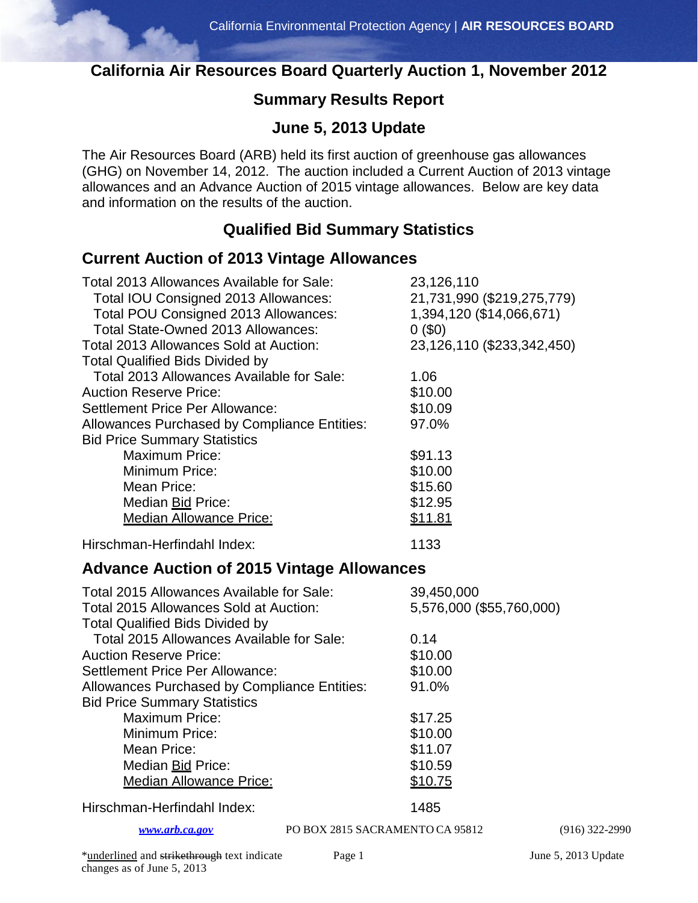# California Air Resources Board Quarterly Auction 1, November 2012

## Summary Results Report

## June 5, 2013 Update

The Air Resources Board (ARB) held its first auction of greenhouse gas allowances (GHG) on November 14, 2012. The auction included a Current Auction of 2013 vintage allowances and an Advance Auction of 2015 vintage allowances. Below are key data and information on the results of the auction.

## Qualified Bid Summary Statistics

### Current Auction of 2013 Vintage Allowances

| | |
|---|---|
| Total 2013 Allowances Available for Sale: | 23,126,110 |
| Total IOU Consigned 2013 Allowances: | 21,731,990 ($219,275,779) |
| Total POU Consigned 2013 Allowances: | 1,394,120 ($14,066,671) |
| Total State-Owned 2013 Allowances: | 0 ($0) |
| Total 2013 Allowances Sold at Auction: | 23,126,110 ($233,342,450) |
| Total Qualified Bids Divided by Total 2013 Allowances Available for Sale: | 1.06 |
| Auction Reserve Price: | $10.00 |
| Settlement Price Per Allowance: | $10.09 |
| Allowances Purchased by Compliance Entities: | 97.0% |
| Bid Price Summary Statistics | |
| Maximum Price: | $91.13 |
| Minimum Price: | $10.00 |
| Mean Price: | $15.60 |
| Median <u>Bid</u> Price: | $12.95 |
| <u>Median Allowance Price:</u> | <u>$11.81</u> |
| Hirschman-Herfindahl Index: | 1133 |

### Advance Auction of 2015 Vintage Allowances

| | |
|---|---|
| Total 2015 Allowances Available for Sale: | 39,450,000 |
| Total 2015 Allowances Sold at Auction: | 5,576,000 ($55,760,000) |
| Total Qualified Bids Divided by Total 2015 Allowances Available for Sale: | 0.14 |
| Auction Reserve Price: | $10.00 |
| Settlement Price Per Allowance: | $10.00 |
| Allowances Purchased by Compliance Entities: | 91.0% |
| Bid Price Summary Statistics | |
| Maximum Price: | $17.25 |
| Minimum Price: | $10.00 |
| Mean Price: | $11.07 |
| Median <u>Bid</u> Price: | $10.59 |
| <u>Median Allowance Price:</u> | <u>$10.75</u> |
| Hirschman-Herfindahl Index: | 1485 |

*<u>underlined</u> and ~~strikethrough~~ text indicate changes as of June 5, 2013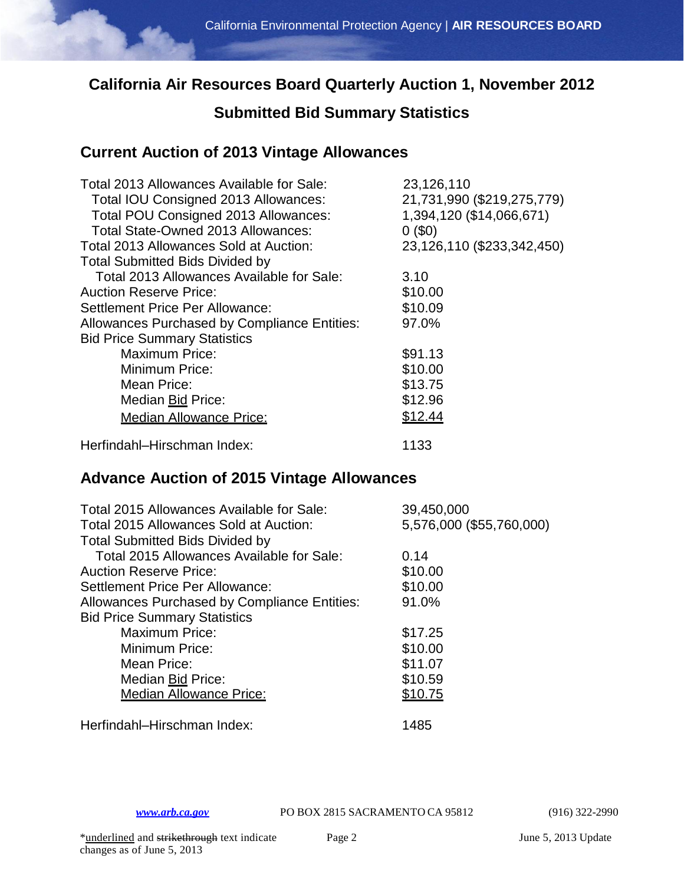# California Air Resources Board Quarterly Auction 1, November 2012

## Submitted Bid Summary Statistics

### Current Auction of 2013 Vintage Allowances

| | |
|---|---|
| Total 2013 Allowances Available for Sale: | 23,126,110 |
| Total IOU Consigned 2013 Allowances: | 21,731,990 ($219,275,779) |
| Total POU Consigned 2013 Allowances: | 1,394,120 ($14,066,671) |
| Total State-Owned 2013 Allowances: | 0 ($0) |
| Total 2013 Allowances Sold at Auction: | 23,126,110 ($233,342,450) |
| Total Submitted Bids Divided by Total 2013 Allowances Available for Sale: | 3.10 |
| Auction Reserve Price: | $10.00 |
| Settlement Price Per Allowance: | $10.09 |
| Allowances Purchased by Compliance Entities: | 97.0% |
| Bid Price Summary Statistics | |
| Maximum Price: | $91.13 |
| Minimum Price: | $10.00 |
| Mean Price: | $13.75 |
| Median Bid Price: | $12.96 |
| Median Allowance Price: | $12.44 |
| Herfindahl–Hirschman Index: | 1133 |

### Advance Auction of 2015 Vintage Allowances

| | |
|---|---|
| Total 2015 Allowances Available for Sale: | 39,450,000 |
| Total 2015 Allowances Sold at Auction: | 5,576,000 ($55,760,000) |
| Total Submitted Bids Divided by Total 2015 Allowances Available for Sale: | 0.14 |
| Auction Reserve Price: | $10.00 |
| Settlement Price Per Allowance: | $10.00 |
| Allowances Purchased by Compliance Entities: | 91.0% |
| Bid Price Summary Statistics | |
| Maximum Price: | $17.25 |
| Minimum Price: | $10.00 |
| Mean Price: | $11.07 |
| Median Bid Price: | $10.59 |
| Median Allowance Price: | $10.75 |
| Herfindahl–Hirschman Index: | 1485 |

*underlined and strikethrough text indicate changes as of June 5, 2013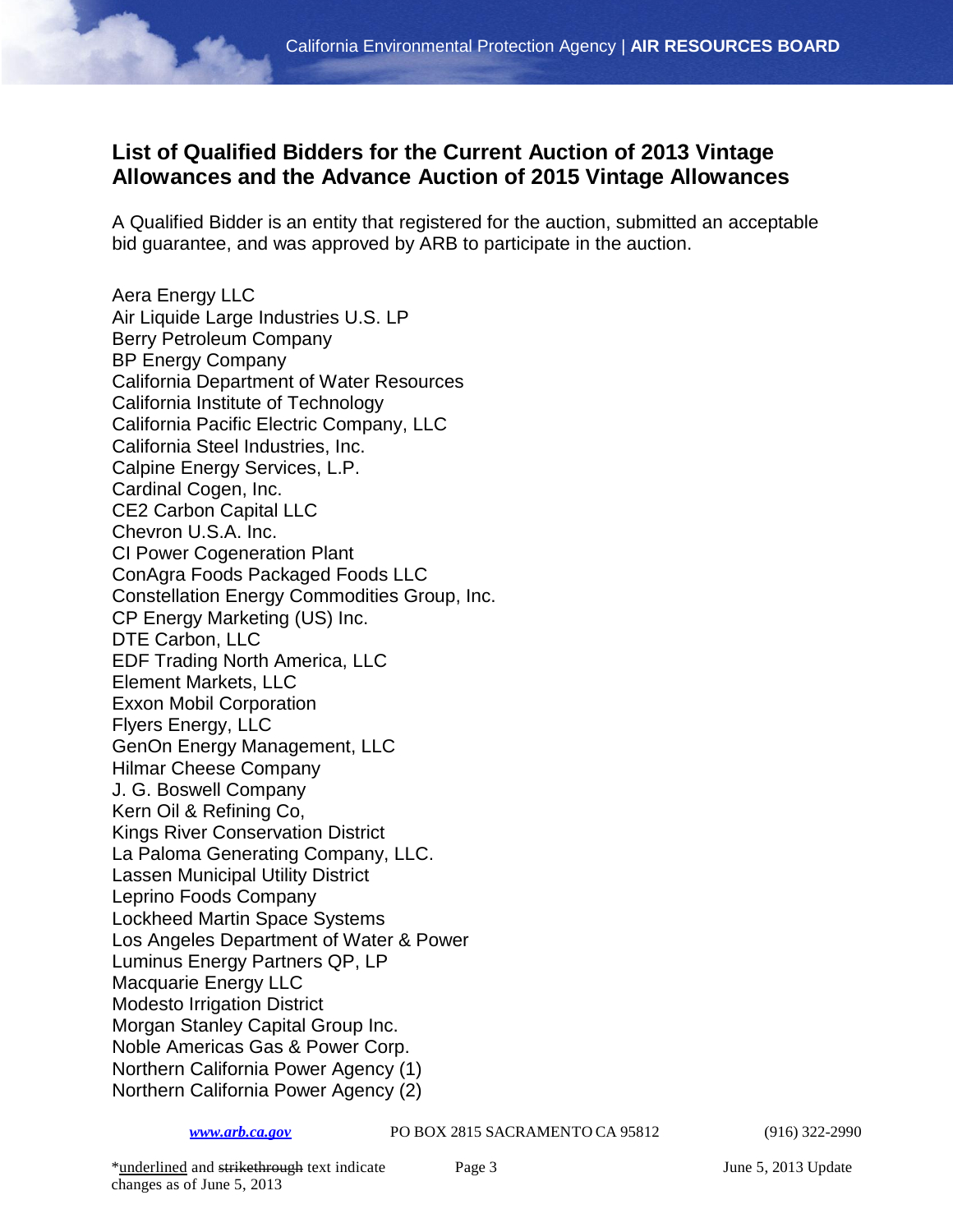## List of Qualified Bidders for the Current Auction of 2013 Vintage Allowances and the Advance Auction of 2015 Vintage Allowances

A Qualified Bidder is an entity that registered for the auction, submitted an acceptable bid guarantee, and was approved by ARB to participate in the auction.

Aera Energy LLC
Air Liquide Large Industries U.S. LP
Berry Petroleum Company
BP Energy Company
California Department of Water Resources
California Institute of Technology
California Pacific Electric Company, LLC
California Steel Industries, Inc.
Calpine Energy Services, L.P.
Cardinal Cogen, Inc.
CE2 Carbon Capital LLC
Chevron U.S.A. Inc.
CI Power Cogeneration Plant
ConAgra Foods Packaged Foods LLC
Constellation Energy Commodities Group, Inc.
CP Energy Marketing (US) Inc.
DTE Carbon, LLC
EDF Trading North America, LLC
Element Markets, LLC
Exxon Mobil Corporation
Flyers Energy, LLC
GenOn Energy Management, LLC
Hilmar Cheese Company
J. G. Boswell Company
Kern Oil & Refining Co,
Kings River Conservation District
La Paloma Generating Company, LLC.
Lassen Municipal Utility District
Leprino Foods Company
Lockheed Martin Space Systems
Los Angeles Department of Water & Power
Luminus Energy Partners QP, LP
Macquarie Energy LLC
Modesto Irrigation District
Morgan Stanley Capital Group Inc.
Noble Americas Gas & Power Corp.
Northern California Power Agency (1)
Northern California Power Agency (2)

*underlined and strikethrough text indicate changes as of June 5, 2013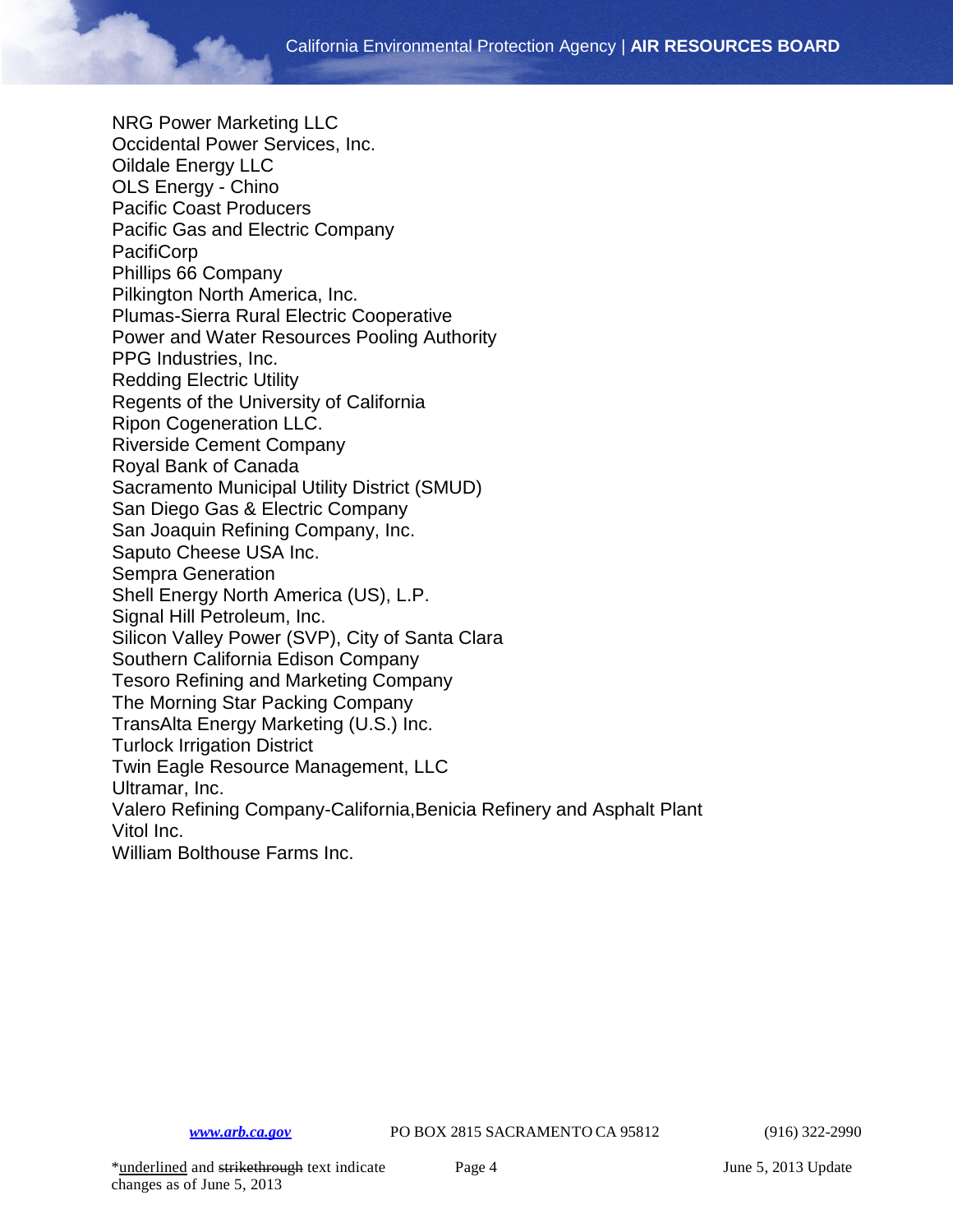NRG Power Marketing LLC
Occidental Power Services, Inc.
Oildale Energy LLC
OLS Energy - Chino
Pacific Coast Producers
Pacific Gas and Electric Company
PacifiCorp
Phillips 66 Company
Pilkington North America, Inc.
Plumas-Sierra Rural Electric Cooperative
Power and Water Resources Pooling Authority
PPG Industries, Inc.
Redding Electric Utility
Regents of the University of California
Ripon Cogeneration LLC.
Riverside Cement Company
Royal Bank of Canada
Sacramento Municipal Utility District (SMUD)
San Diego Gas & Electric Company
San Joaquin Refining Company, Inc.
Saputo Cheese USA Inc.
Sempra Generation
Shell Energy North America (US), L.P.
Signal Hill Petroleum, Inc.
Silicon Valley Power (SVP), City of Santa Clara
Southern California Edison Company
Tesoro Refining and Marketing Company
The Morning Star Packing Company
TransAlta Energy Marketing (U.S.) Inc.
Turlock Irrigation District
Twin Eagle Resource Management, LLC
Ultramar, Inc.
Valero Refining Company-California,Benicia Refinery and Asphalt Plant
Vitol Inc.
William Bolthouse Farms Inc.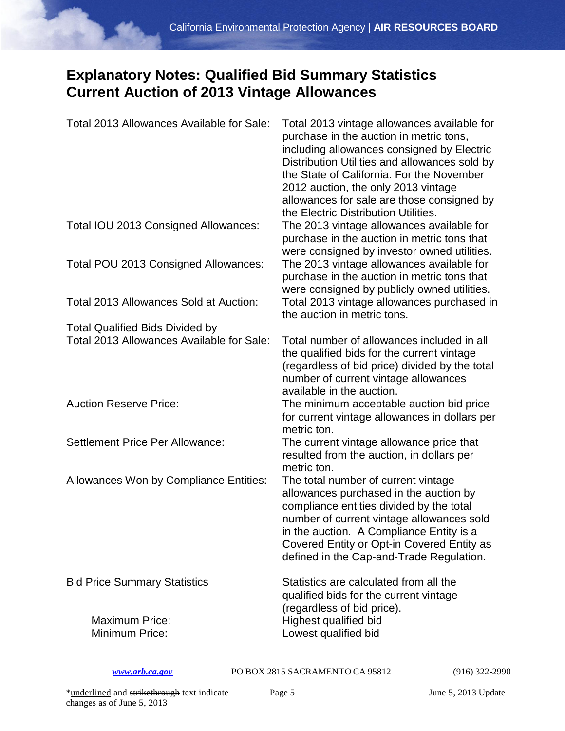# Explanatory Notes: Qualified Bid Summary Statistics Current Auction of 2013 Vintage Allowances

| | |
|---|---|
| Total 2013 Allowances Available for Sale: | Total 2013 vintage allowances available for purchase in the auction in metric tons, including allowances consigned by Electric Distribution Utilities and allowances sold by the State of California. For the November 2012 auction, the only 2013 vintage allowances for sale are those consigned by the Electric Distribution Utilities. |
| Total IOU 2013 Consigned Allowances: | The 2013 vintage allowances available for purchase in the auction in metric tons that were consigned by investor owned utilities. |
| Total POU 2013 Consigned Allowances: | The 2013 vintage allowances available for purchase in the auction in metric tons that were consigned by publicly owned utilities. |
| Total 2013 Allowances Sold at Auction: | Total 2013 vintage allowances purchased in the auction in metric tons. |
| Total Qualified Bids Divided by Total 2013 Allowances Available for Sale: | Total number of allowances included in all the qualified bids for the current vintage (regardless of bid price) divided by the total number of current vintage allowances available in the auction. |
| Auction Reserve Price: | The minimum acceptable auction bid price for current vintage allowances in dollars per metric ton. |
| Settlement Price Per Allowance: | The current vintage allowance price that resulted from the auction, in dollars per metric ton. |
| Allowances Won by Compliance Entities: | The total number of current vintage allowances purchased in the auction by compliance entities divided by the total number of current vintage allowances sold in the auction. A Compliance Entity is a Covered Entity or Opt-in Covered Entity as defined in the Cap-and-Trade Regulation. |
| Bid Price Summary Statistics | Statistics are calculated from all the qualified bids for the current vintage (regardless of bid price). |
| Maximum Price: | Highest qualified bid |
| Minimum Price: | Lowest qualified bid |

*underlined and ~~strikethrough~~ text indicate changes as of June 5, 2013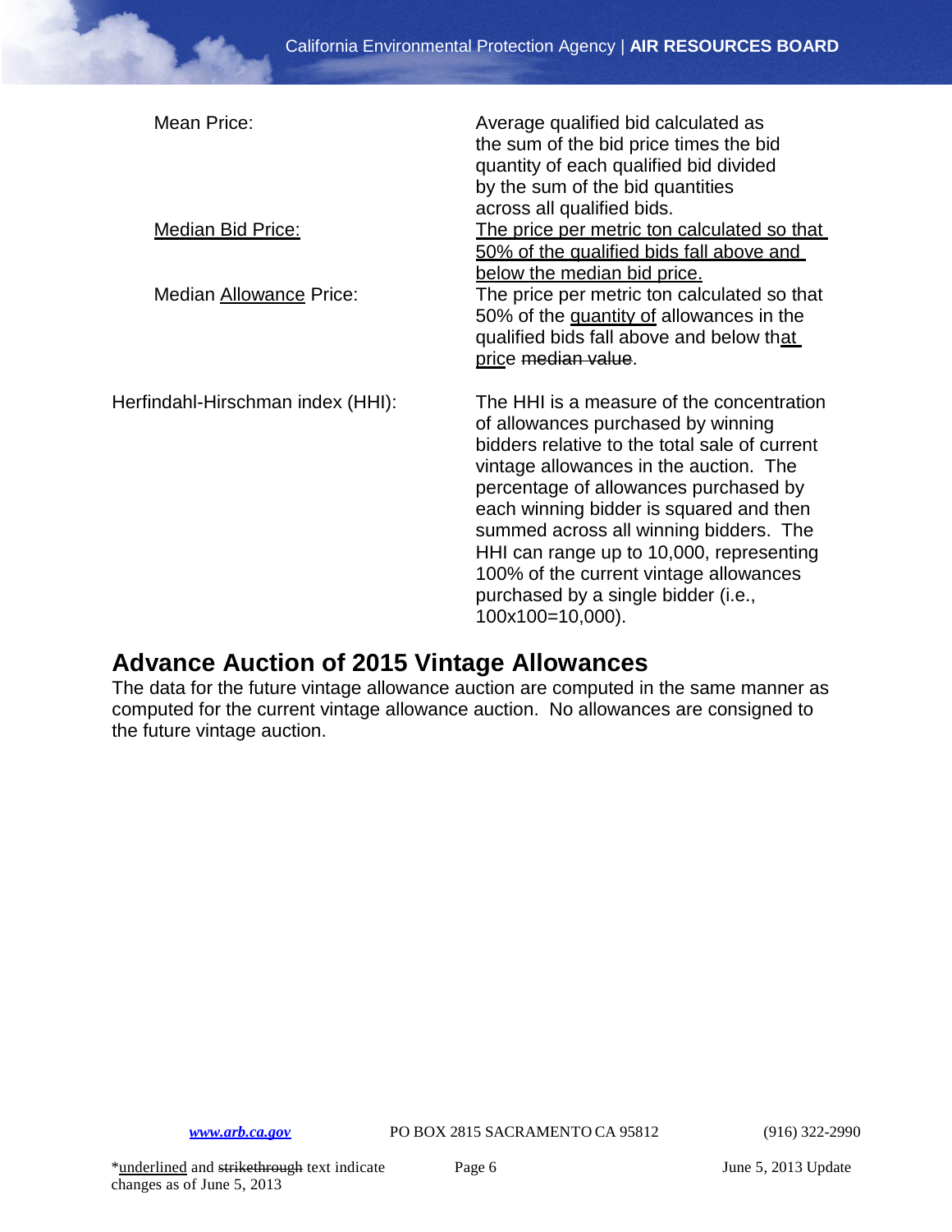| | |
|---|---|
| Mean Price: | Average qualified bid calculated as the sum of the bid price times the bid quantity of each qualified bid divided by the sum of the bid quantities across all qualified bids. |
| <u>Median Bid Price:</u> | <u>The price per metric ton calculated so that 50% of the qualified bids fall above and below the median bid price.</u> |
| Median <u>Allowance</u> Price: | The price per metric ton calculated so that 50% of the <u>quantity of</u> allowances in the qualified bids fall above and below th<u>at price</u> ~~median value~~. |
| Herfindahl-Hirschman index (HHI): | The HHI is a measure of the concentration of allowances purchased by winning bidders relative to the total sale of current vintage allowances in the auction. The percentage of allowances purchased by each winning bidder is squared and then summed across all winning bidders. The HHI can range up to 10,000, representing 100% of the current vintage allowances purchased by a single bidder (i.e., 100x100=10,000). |

## Advance Auction of 2015 Vintage Allowances

The data for the future vintage allowance auction are computed in the same manner as computed for the current vintage allowance auction. No allowances are consigned to the future vintage auction.

*<u>underlined</u> and ~~strikethrough~~ text indicate changes as of June 5, 2013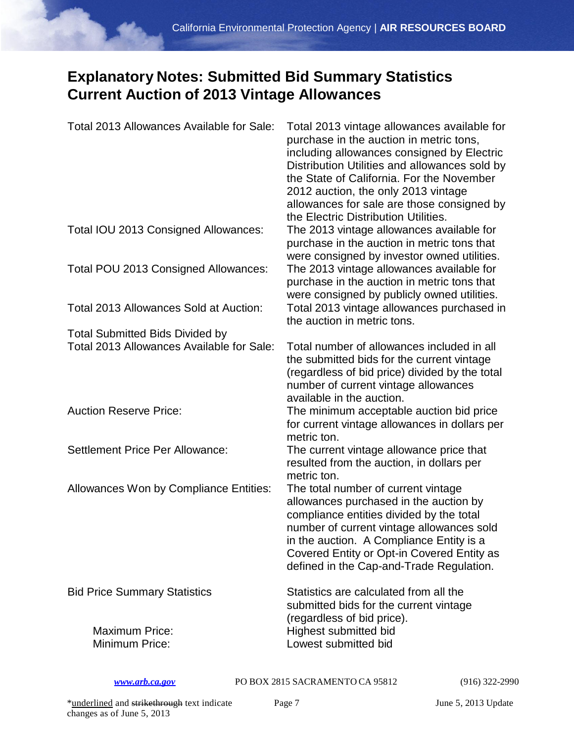# Explanatory Notes: Submitted Bid Summary Statistics Current Auction of 2013 Vintage Allowances

| | |
|---|---|
| Total 2013 Allowances Available for Sale: | Total 2013 vintage allowances available for purchase in the auction in metric tons, including allowances consigned by Electric Distribution Utilities and allowances sold by the State of California. For the November 2012 auction, the only 2013 vintage allowances for sale are those consigned by the Electric Distribution Utilities. |
| Total IOU 2013 Consigned Allowances: | The 2013 vintage allowances available for purchase in the auction in metric tons that were consigned by investor owned utilities. |
| Total POU 2013 Consigned Allowances: | The 2013 vintage allowances available for purchase in the auction in metric tons that were consigned by publicly owned utilities. |
| Total 2013 Allowances Sold at Auction: | Total 2013 vintage allowances purchased in the auction in metric tons. |
| Total Submitted Bids Divided by Total 2013 Allowances Available for Sale: | Total number of allowances included in all the submitted bids for the current vintage (regardless of bid price) divided by the total number of current vintage allowances available in the auction. |
| Auction Reserve Price: | The minimum acceptable auction bid price for current vintage allowances in dollars per metric ton. |
| Settlement Price Per Allowance: | The current vintage allowance price that resulted from the auction, in dollars per metric ton. |
| Allowances Won by Compliance Entities: | The total number of current vintage allowances purchased in the auction by compliance entities divided by the total number of current vintage allowances sold in the auction. A Compliance Entity is a Covered Entity or Opt-in Covered Entity as defined in the Cap-and-Trade Regulation. |
| Bid Price Summary Statistics | Statistics are calculated from all the submitted bids for the current vintage (regardless of bid price). |
| Maximum Price: | Highest submitted bid |
| Minimum Price: | Lowest submitted bid |

*underlined and ~~strikethrough~~ text indicate changes as of June 5, 2013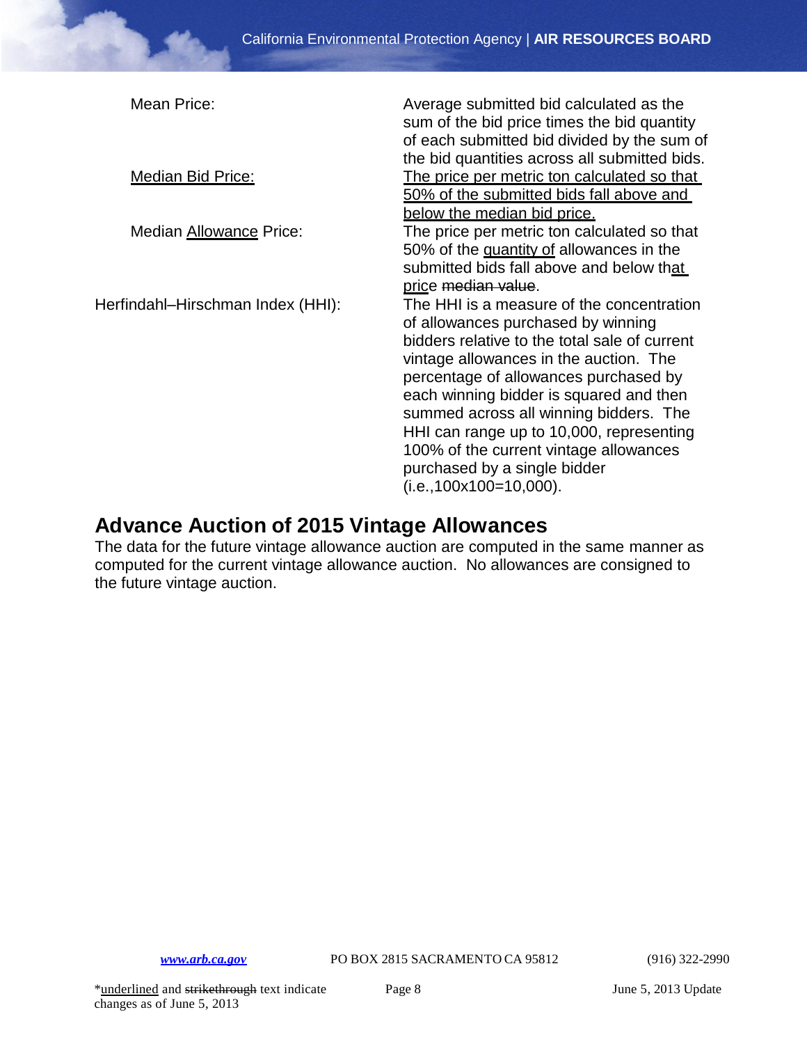| | |
|---|---|
| Mean Price: | Average submitted bid calculated as the sum of the bid price times the bid quantity of each submitted bid divided by the sum of the bid quantities across all submitted bids. |
| <u>Median Bid Price:</u> | <u>The price per metric ton calculated so that 50% of the submitted bids fall above and below the median bid price.</u> |
| Median <u>Allowance</u> Price: | The price per metric ton calculated so that 50% of the <u>quantity of</u> allowances in the submitted bids fall above and below th<u>at price</u> ~~median value~~. |
| Herfindahl–Hirschman Index (HHI): | The HHI is a measure of the concentration of allowances purchased by winning bidders relative to the total sale of current vintage allowances in the auction. The percentage of allowances purchased by each winning bidder is squared and then summed across all winning bidders. The HHI can range up to 10,000, representing 100% of the current vintage allowances purchased by a single bidder (i.e.,100x100=10,000). |

## Advance Auction of 2015 Vintage Allowances

The data for the future vintage allowance auction are computed in the same manner as computed for the current vintage allowance auction. No allowances are consigned to the future vintage auction.